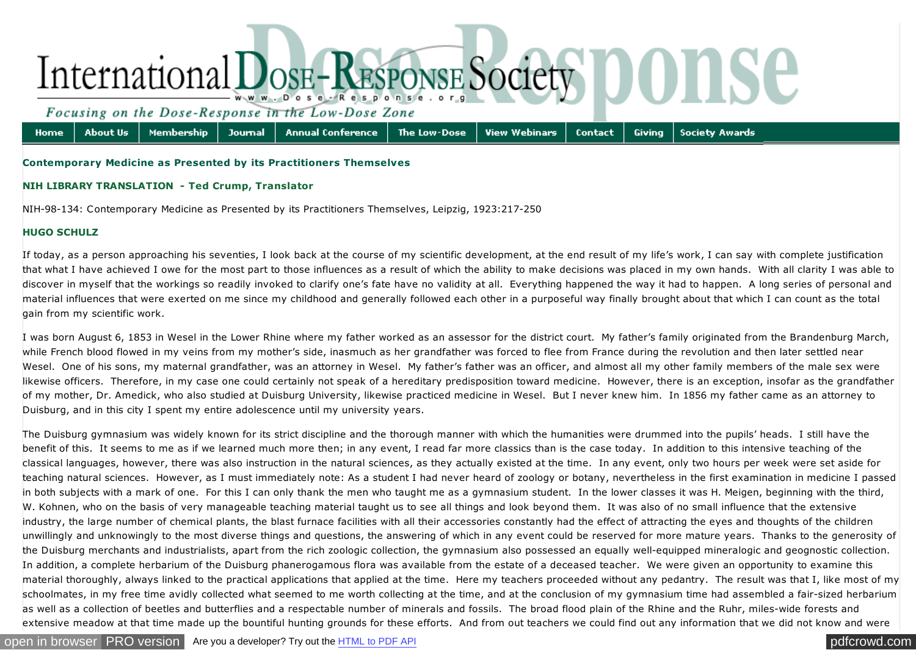**Contemporary Medicine as Presented by its Practitioners Themselves**

**NIH LIBRARY TRANSLATION - Ted Crump, Translator**

NIH-98-134: Contemporary Medicine as Presented by its Practitioners Themselves, Leipzig, 1923:217-250

**HUGO SCHULZ**

If today, as a person approaching his seventies, I look back at the course of my scientific development, at the end result of my life's work, I can say with complete justification that what I have achieved I owe for the most part to those influences as a result of which the ability to make decisions was placed in my own hands. With all clarity I was able to discover in myself that the workings so readily invoked to clarify one's fate have no validity at all. Everything happened the way it had to happen. A long series of personal and material influences that were exerted on me since my childhood and generally followed each other in a purposeful way finally brought about that which I can count as the total gain from my scientific work.

I was born August 6, 1853 in Wesel in the Lower Rhine where my father worked as an assessor for the district court. My father's family originated from the Brandenburg March, while French blood flowed in my veins from my mother's side, inasmuch as her grandfather was forced to flee from France during the revolution and then later settled near Wesel. One of his sons, my maternal grandfather, was an attorney in Wesel. My father's father was an officer, and almost all my other family members of the male sex were likewise officers. Therefore, in my case one could certainly not speak of a hereditary predisposition toward medicine. However, there is an exception, insofar as the grandfather of my mother, Dr. Amedick, who also studied at Duisburg University, likewise practiced medicine in Wesel. But I never knew him. In 1856 my father came as an attorney to Duisburg, and in this city I spent my entire adolescence until my university years.

The Duisburg gymnasium was widely known for its strict discipline and the thorough manner with which the humanities were drummed into the pupils' heads. I still have the benefit of this. It seems to me as if we learned much more then; in any event, I read far more classics than is the case today. In addition to this intensive teaching of the classical languages, however, there was also instruction in the natural sciences, as they actually existed at the time. In any event, only two hours per week were set aside for teaching natural sciences. However, as I must immediately note: As a student I had never heard of zoology or botany, nevertheless in the first examination in medicine I passed in both subjects with a mark of one. For this I can only thank the men who taught me as a gymnasium student. In the lower classes it was H. Meigen, beginning with the third, W. Kohnen, who on the basis of very manageable teaching material taught us to see all things and look beyond them. It was also of no small influence that the extensive industry, the large number of chemical plants, the blast furnace facilities with all their accessories constantly had the effect of attracting the eyes and thoughts of the children unwillingly and unknowingly to the most diverse things and questions, the answering of which in any event could be reserved for more mature years. Thanks to the generosity of the Duisburg merchants and industrialists, apart from the rich zoologic collection, the gymnasium also possessed an equally well-equipped mineralogic and geognostic collection. In addition, a complete herbarium of the Duisburg phanerogamous flora was available from the estate of a deceased teacher. We were given an opportunity to examine this material thoroughly, always linked to the practical applications that applied at the time. Here my teachers proceeded without any pedantry. The result was that I, like most of my schoolmates, in my free time avidly collected what seemed to me worth collecting at the time, and at the conclusion of my gymnasium time had assembled a fair-sized herbarium as well as a collection of beetles and butterflies and a respectable number of minerals and fossils. The broad flood plain of the Rhine and the Ruhr, miles-wide forests and extensive meadow at that time made up the bountiful hunting grounds for these efforts. And from out teachers we could find out any information that we did not know and were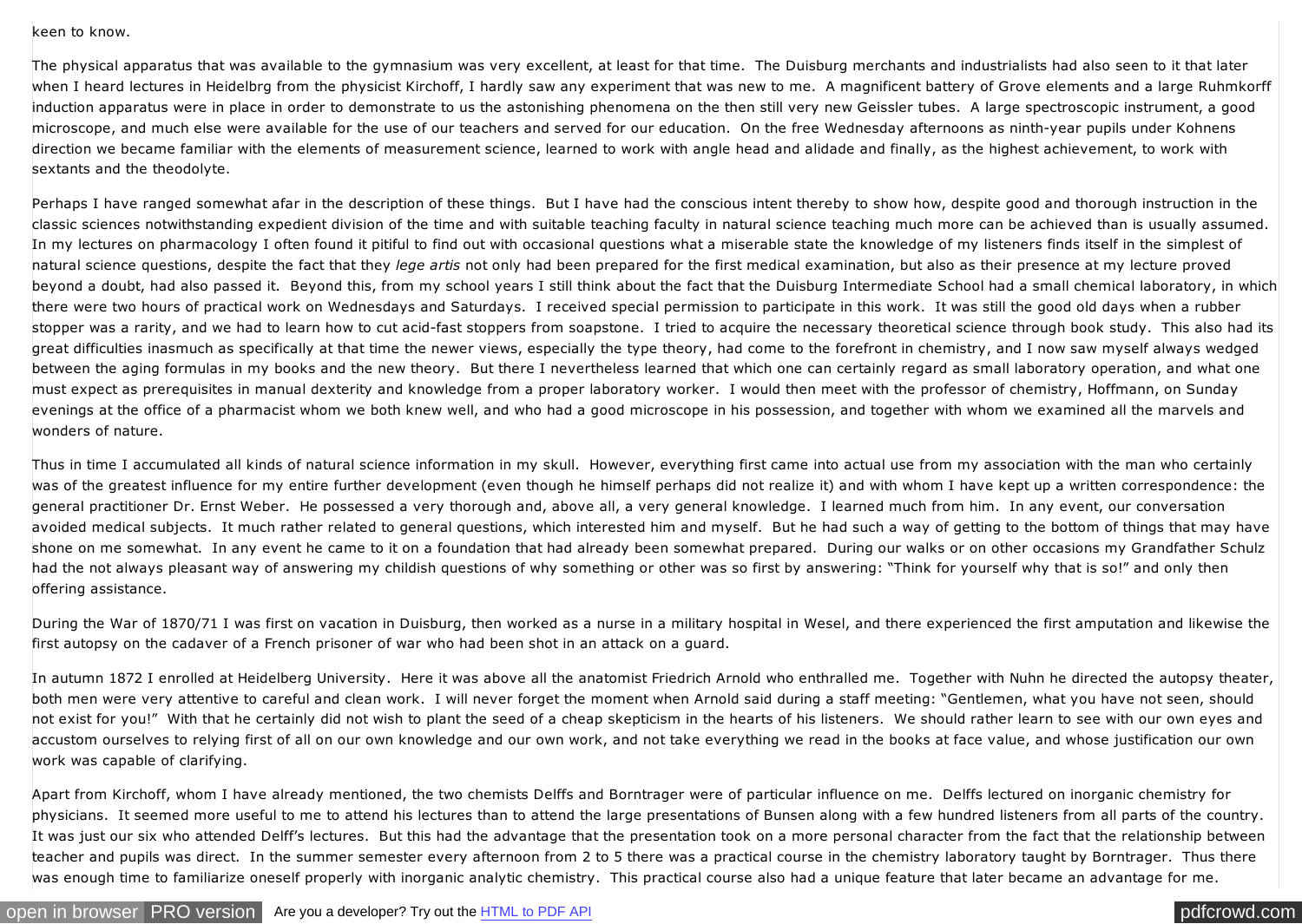keen to know.

The physical apparatus that was available to the gymnasium was very excellent, at least for that time. The Duisburg merchants and industrialists had also seen to it that later when I heard lectures in Heidelbrg from the physicist Kirchoff, I hardly saw any experiment that was new to me. A magnificent battery of Grove elements and a large Ruhmkorff induction apparatus were in place in order to demonstrate to us the astonishing phenomena on the then still very new Geissler tubes. A large spectroscopic instrument, a good microscope, and much else were available for the use of our teachers and served for our education. On the free Wednesday afternoons as ninth-year pupils under Kohnens direction we became familiar with the elements of measurement science, learned to work with angle head and alidade and finally, as the highest achievement, to work with sextants and the theodolyte.

Perhaps I have ranged somewhat afar in the description of these things. But I have had the conscious intent thereby to show how, despite good and thorough instruction in the classic sciences notwithstanding expedient division of the time and with suitable teaching faculty in natural science teaching much more can be achieved than is usually assumed. In my lectures on pharmacology I often found it pitiful to find out with occasional questions what a miserable state the knowledge of my listeners finds itself in the simplest of natural science questions, despite the fact that they *lege artis* not only had been prepared for the first medical examination, but also as their presence at my lecture proved beyond a doubt, had also passed it. Beyond this, from my school years I still think about the fact that the Duisburg Intermediate School had a small chemical laboratory, in which there were two hours of practical work on Wednesdays and Saturdays. I received special permission to participate in this work. It was still the good old days when a rubber stopper was a rarity, and we had to learn how to cut acid-fast stoppers from soapstone. I tried to acquire the necessary theoretical science through book study. This also had its great difficulties inasmuch as specifically at that time the new views, especially the type theory, had come to the forefront in chemistry, and I now saw myself always wedged between the aging formulas in my books and the new theory. But there I nevertheless learned that which one can certainly regard as small laboratory operation, and what one must expect as prerequisites in manual dexterity and knowledge from a proper laboratory worker. I would then meet with the professor of chemistry, Hoffmann, on Sunday evenings at the office of a pharmacist whom we both knew well, and who had a good microscope in his possession, and together with whom we examined all the marvels and wonders of nature.

Thus in time I accumulated all kinds of natural science information in my skull. However, everything first came into actual use from my association with the man who certainly was of the greatest influence for my entire further development (even though he himself perhaps did not realize it) and with whom I have kept up a written correspondence: the general practitioner Dr. Ernst Weber. He possessed a very thorough and, above all, a very general knowledge. I learned much from him. In any event, our conversation avoided medical subjects. It much rather related to general questions, which interested him and myself. But he had such a way of getting to the bottom of things that may have shone on me somewhat. In any event he came to it on a foundation that had already been somewhat prepared. During our walks or on other occasions my Grandfather Schulz had the not always pleasant way of answering my childish questions of why something or other was so first by answering: "Think for yourself why that is so!" and only then offering assistance.

During the War of 1870/71 I was first on vacation in Duisburg, then worked as a nurse in a military hospital in Wesel, and there experienced the first amputation and likewise the first autopsy on the cadaver of a French prisoner of war who had been shot in an attack on a guard.

In autumn 1872 I enrolled at Heidelberg University. Here it was above all the anatomist Friedrich Arnold who enthralled me. Together with Nuhn he directed the autopsy theater, both men were very attentive to careful and clean work. I will never forget the moment when Arnold said during a staff meeting: "Gentlemen, what you have not seen, should not exist for you!" With that he certainly did not wish to plant the seed of a cheap skepticism in the hearts of his listeners. We should rather learn to see with our own eyes and accustom ourselves to relying first of all on our own knowledge and our own work, and not take everything we read in the books at face value, and whose justification our own work was capable of clarifying.

Apart from Kirchoff, whom I have already mentioned, the two chemists Delffs and Borntrager were of particular influence on me. Delffs lectured on inorganic chemistry for physicians. It seemed more useful to me to attend his lectures than to attend the large presentations of Bunsen along with a few hundred listeners from all parts of the country. It was just our six who attended Delff's lectures. But this had the advantage that the presentation took on a more personal character from the fact that the relationship between teacher and pupils was direct. In the summer semester every afternoon from 2 to 5 there was a practical course in the chemistry laboratory taught by Borntrager. Thus there was enough time to familiarize oneself properly with inorganic analytic chemistry. This practical course also had a unique feature that later became an advantage for me.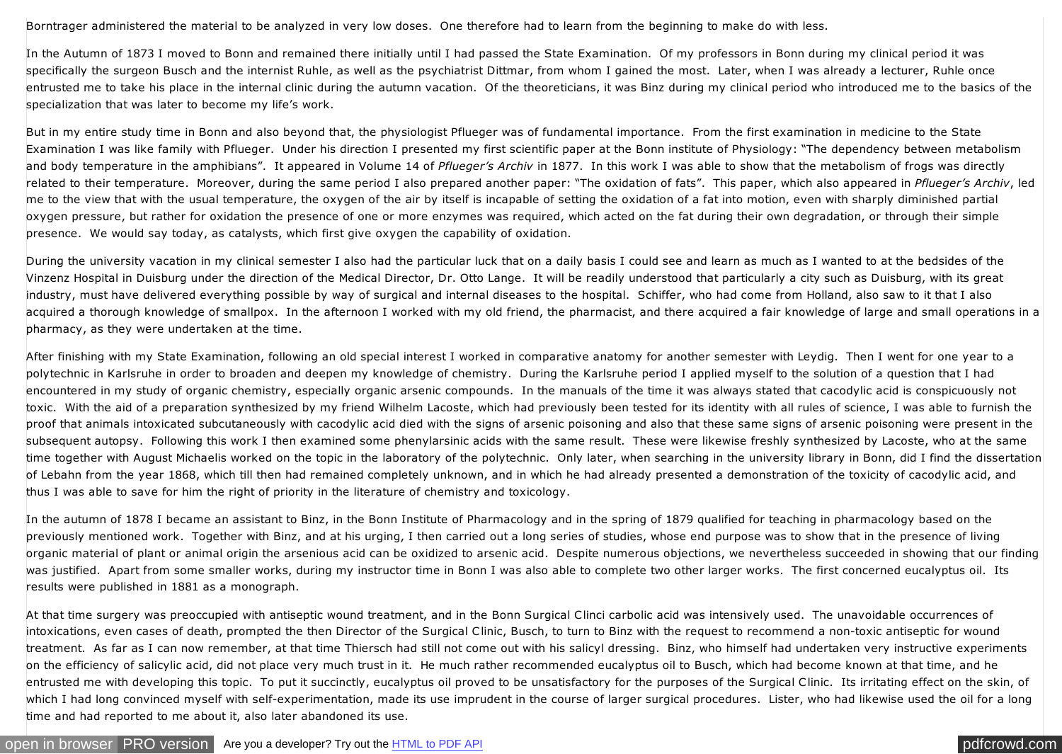Borntrager administered the material to be analyzed in very low doses. One therefore had to learn from the beginning to make do with less.

In the Autumn of 1873 I moved to Bonn and remained there initially until I had passed the State Examination. Of my professors in Bonn during my clinical period it was specifically the surgeon Busch and the internist Ruhle, as well as the psychiatrist Dittmar, from whom I gained the most. Later, when I was already a lecturer, Ruhle once entrusted me to take his place in the internal clinic during the autumn vacation. Of the theoreticians, it was Binz during my clinical period who introduced me to the basics of the specialization that was later to become my life's work.

But in my entire study time in Bonn and also beyond that, the physiologist Pflueger was of fundamental importance. From the first examination in medicine to the State Examination I was like family with Pflueger. Under his direction I presented my first scientific paper at the Bonn institute of Physiology: "The dependency between metabolism and body temperature in the amphibians". It appeared in Volume 14 of *Pflueger's Archiv* in 1877. In this work I was able to show that the metabolism of frogs was directly related to their temperature. Moreover, during the same period I also prepared another paper: "The oxidation of fats". This paper, which also appeared in *Pflueger's Archiv*, led me to the view that with the usual temperature, the oxygen of the air by itself is incapable of setting the oxidation of a fat into motion, even with sharply diminished partial oxygen pressure, but rather for oxidation the presence of one or more enzymes was required, which acted on the fat during their own degradation, or through their simple presence. We would say today, as catalysts, which first give oxygen the capability of oxidation.

During the university vacation in my clinical semester I also had the particular luck that on a daily basis I could see and learn as much as I wanted to at the bedsides of the Vinzenz Hospital in Duisburg under the direction of the Medical Director, Dr. Otto Lange. It will be readily understood that particularly a city such as Duisburg, with its great industry, must have delivered everything possible by way of surgical and internal diseases to the hospital. Schiffer, who had come from Holland, also saw to it that I also acquired a thorough knowledge of smallpox. In the afternoon I worked with my old friend, the pharmacist, and there acquired a fair knowledge of large and small operations in a pharmacy, as they were undertaken at the time.

After finishing with my State Examination, following an old special interest I worked in comparative anatomy for another semester with Leydig. Then I went for one year to a polytechnic in Karlsruhe in order to broaden and deepen my knowledge of chemistry. During the Karlsruhe period I applied myself to the solution of a question that I had encountered in my study of organic chemistry, especially organic arsenic compounds. In the manuals of the time it was always stated that cacodylic acid is conspicuously not toxic. With the aid of a preparation synthesized by my friend Wilhelm Lacoste, which had previously been tested for its identity with all rules of science, I was able to furnish the proof that animals intoxicated subcutaneously with cacodylic acid died with the signs of arsenic poisoning and also that these same signs of arsenic poisoning were present in the subsequent autopsy. Following this work I then examined some phenylarsinic acids with the same result. These were likewise freshly synthesized by Lacoste, who at the same time together with August Michaelis worked on the topic in the laboratory of the polytechnic. Only later, when searching in the university library in Bonn, did I find the dissertation of Lebahn from the year 1868, which till then had remained completely unknown, and in which he had already presented a demonstration of the toxicity of cacodylic acid, and thus I was able to save for him the right of priority in the literature of chemistry and toxicology.

In the autumn of 1878 I became an assistant to Binz, in the Bonn Institute of Pharmacology and in the spring of 1879 qualified for teaching in pharmacology based on the previously mentioned work. Together with Binz, and at his urging, I then carried out a long series of studies, whose end purpose was to show that in the presence of living organic material of plant or animal origin the arsenious acid can be oxidized to arsenic acid. Despite numerous objections, we nevertheless succeeded in showing that our finding was justified. Apart from some smaller works, during my instructor time in Bonn I was also able to complete two other larger works. The first concerned eucalyptus oil. Its results were published in 1881 as a monograph.

At that time surgery was preoccupied with antiseptic wound treatment, and in the Bonn Surgical Clinci carbolic acid was intensively used. The unavoidable occurrences of intoxications, even cases of death, prompted the then Director of the Surgical Clinic, Busch, to turn to Binz with the request to recommend a non-toxic antiseptic for wound treatment. As far as I can now remember, at that time Thiersch had still not come out with his salicyl dressing. Binz, who himself had undertaken very instructive experiments on the efficiency of salicylic acid, did not place very much trust in it. He much rather recommended eucalyptus oil to Busch, which had become known at that time, and he entrusted me with developing this topic. To put it succinctly, eucalyptus oil proved to be unsatisfactory for the purposes of the Surgical Clinic. Its irritating effect on the skin, of which I had long convinced myself with self-experimentation, made its use imprudent in the course of larger surgical procedures. Lister, who had likewise used the oil for a long time and had reported to me about it, also later abandoned its use.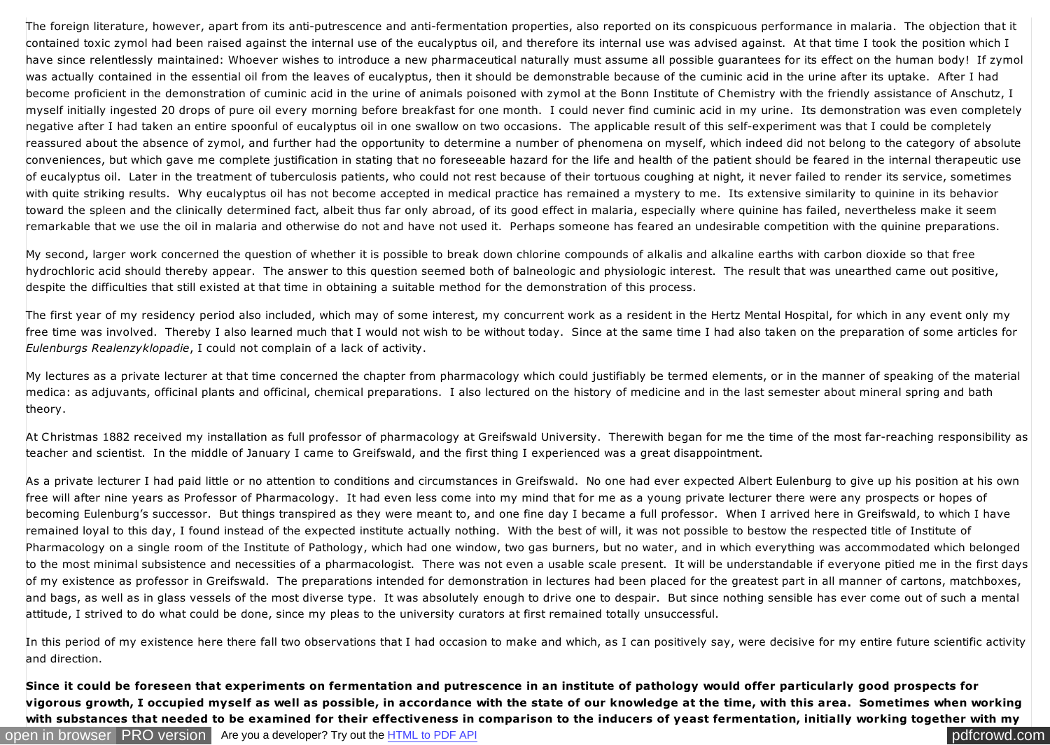The foreign literature, however, apart from its anti-putrescence and anti-fermentation properties, also reported on its conspicuous performance in malaria. The objection that it contained toxic zymol had been raised against the internal use of the eucalyptus oil, and therefore its internal use was advised against. At that time I took the position which I have since relentlessly maintained: Whoever wishes to introduce a new pharmaceutical naturally must assume all possible guarantees for its effect on the human body! If zymol was actually contained in the essential oil from the leaves of eucalyptus, then it should be demonstrable because of the cuminic acid in the urine after its uptake. After I had become proficient in the demonstration of cuminic acid in the urine of animals poisoned with zymol at the Bonn Institute of Chemistry with the friendly assistance of Anschutz, I myself initially ingested 20 drops of pure oil every morning before breakfast for one month. I could never find cuminic acid in my urine. Its demonstration was even completely negative after I had taken an entire spoonful of eucalyptus oil in one swallow on two occasions. The applicable result of this self-experiment was that I could be completely reassured about the absence of zymol, and further had the opportunity to determine a number of phenomena on myself, which indeed did not belong to the category of absolute conveniences, but which gave me complete justification in stating that no foreseeable hazard for the life and health of the patient should be feared in the internal therapeutic use of eucalyptus oil. Later in the treatment of tuberculosis patients, who could not rest because of their tortuous coughing at night, it never failed to render its service, sometimes with quite striking results. Why eucalyptus oil has not become accepted in medical practice has remained a mystery to me. Its extensive similarity to quinine in its behavior toward the spleen and the clinically determined fact, albeit thus far only abroad, of its good effect in malaria, especially where quinine has failed, nevertheless make it seem remarkable that we use the oil in malaria and otherwise do not and have not used it. Perhaps someone has feared an undesirable competition with the quinine preparations.

My second, larger work concerned the question of whether it is possible to break down chlorine compounds of alkalis and alkaline earths with carbon dioxide so that free hydrochloric acid should thereby appear. The answer to this question seemed both of balneologic and physiologic interest. The result that was unearthed came out positive, despite the difficulties that still existed at that time in obtaining a suitable method for the demonstration of this process.

The first year of my residency period also included, which may of some interest, my concurrent work as a resident in the Hertz Mental Hospital, for which in any event only my free time was involved. Thereby I also learned much that I would not wish to be without today. Since at the same time I had also taken on the preparation of some articles for *Eulenburgs Realenzyklopadie*, I could not complain of a lack of activity.

My lectures as a private lecturer at that time concerned the chapter from pharmacology which could justifiably be termed elements, or in the manner of speaking of the material medica: as adjuvants, officinal plants and officinal, chemical preparations. I also lectured on the history of medicine and in the last semester about mineral spring and bath theory.

At Christmas 1882 received my installation as full professor of pharmacology at Greifswald University. Therewith began for me the time of the most far-reaching responsibility as teacher and scientist. In the middle of January I came to Greifswald, and the first thing I experienced was a great disappointment.

As a private lecturer I had paid little or no attention to conditions and circumstances in Greifswald. No one had ever expected Albert Eulenburg to give up his position at his own free will after nine years as Professor of Pharmacology. It had even less come into my mind that for me as a young private lecturer there were any prospects or hopes of becoming Eulenburg's successor. But things transpired as they were meant to, and one fine day I became a full professor. When I arrived here in Greifswald, to which I have remained loyal to this day, I found instead of the expected institute actually nothing. With the best of will, it was not possible to bestow the respected title of Institute of Pharmacology on a single room of the Institute of Pathology, which had one window, two gas burners, but no water, and in which everything was accommodated which belonged to the most minimal subsistence and necessities of a pharmacologist. There was not even a usable scale present. It will be understandable if everyone pitied me in the first days of my existence as professor in Greifswald. The preparations intended for demonstration in lectures had been placed for the greatest part in all manner of cartons, matchboxes, and bags, as well as in glass vessels of the most diverse type. It was absolutely enough to drive one to despair. But since nothing sensible has ever come out of such a mental attitude, I strived to do what could be done, since my pleas to the university curators at first remained totally unsuccessful.

In this period of my existence here there fall two observations that I had occasion to make and which, as I can positively say, were decisive for my entire future scientific activity and direction.

**Since it could be foreseen that experiments on fermentation and putrescence in an institute of pathology would offer particularly good prospects for vigorous growth, I occupied myself as well as possible, in accordance with the state of our knowledge at the time, with this area. Sometimes when working with substances that needed to be examined for their effectiveness in comparison to the inducers of yeast fermentation, initially working together with my**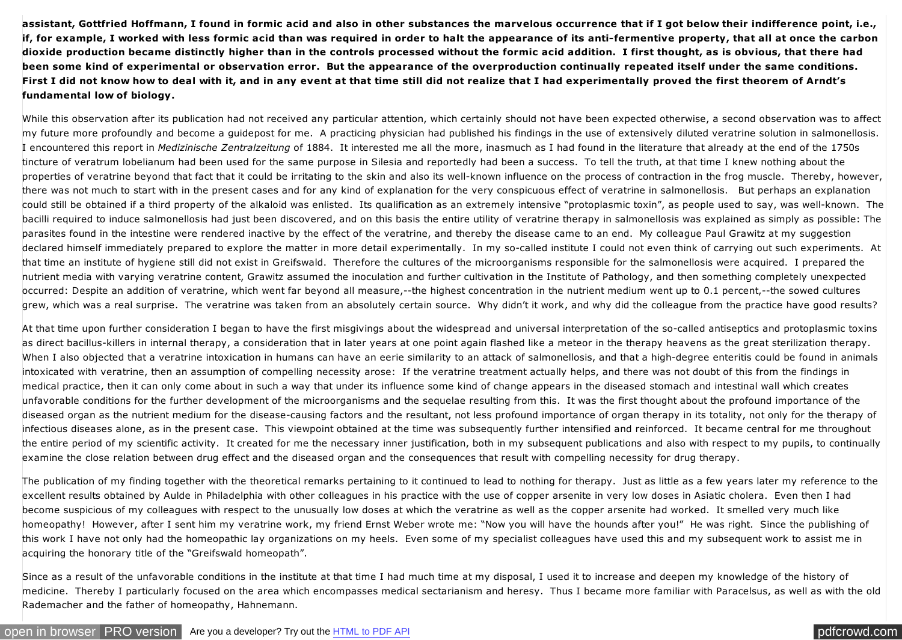**assistant, Gottfried Hoffmann, I found in formic acid and also in other substances the marvelous occurrence that if I got below their indifference point, i.e., if, for example, I worked with less formic acid than was required in order to halt the appearance of its anti-fermentive property, that all at once the carbon dioxide production became distinctly higher than in the controls processed without the formic acid addition. I first thought, as is obvious, that there had been some kind of experimental or observation error. But the appearance of the overproduction continually repeated itself under the same conditions. First I did not know how to deal with it, and in any event at that time still did not realize that I had experimentally proved the first theorem of Arndt's fundamental low of biology.**

While this observation after its publication had not received any particular attention, which certainly should not have been expected otherwise, a second observation was to affect my future more profoundly and become a guidepost for me. A practicing physician had published his findings in the use of extensively diluted veratrine solution in salmonellosis. I encountered this report in *Medizinische Zentralzeitung* of 1884. It interested me all the more, inasmuch as I had found in the literature that already at the end of the 1750s tincture of veratrum lobelianum had been used for the same purpose in Silesia and reportedly had been a success. To tell the truth, at that time I knew nothing about the properties of veratrine beyond that fact that it could be irritating to the skin and also its well-known influence on the process of contraction in the frog muscle. Thereby, however, there was not much to start with in the present cases and for any kind of explanation for the very conspicuous effect of veratrine in salmonellosis. But perhaps an explanation could still be obtained if a third property of the alkaloid was enlisted. Its qualification as an extremely intensive "protoplasmic toxin", as people used to say, was well-known. The bacilli required to induce salmonellosis had just been discovered, and on this basis the entire utility of veratrine therapy in salmonellosis was explained as simply as possible: The parasites found in the intestine were rendered inactive by the effect of the veratrine, and thereby the disease came to an end. My colleague Paul Grawitz at my suggestion declared himself immediately prepared to explore the matter in more detail experimentally. In my so-called institute I could not even think of carrying out such experiments. At that time an institute of hygiene still did not exist in Greifswald. Therefore the cultures of the microorganisms responsible for the salmonellosis were acquired. I prepared the nutrient media with varying veratrine content, Grawitz assumed the inoculation and further cultivation in the Institute of Pathology, and then something completely unexpected occurred: Despite an addition of veratrine, which went far beyond all measure,--the highest concentration in the nutrient medium went up to 0.1 percent,--the sowed cultures grew, which was a real surprise. The veratrine was taken from an absolutely certain source. Why didn't it work, and why did the colleague from the practice have good results?

At that time upon further consideration I began to have the first misgivings about the widespread and universal interpretation of the so-called antiseptics and protoplasmic toxins as direct bacillus-killers in internal therapy, a consideration that in later years at one point again flashed like a meteor in the therapy heavens as the great sterilization therapy. When I also objected that a veratrine intoxication in humans can have an eerie similarity to an attack of salmonellosis, and that a high-degree enteritis could be found in animals intoxicated with veratrine, then an assumption of compelling necessity arose: If the veratrine treatment actually helps, and there was not doubt of this from the findings in medical practice, then it can only come about in such a way that under its influence some kind of change appears in the diseased stomach and intestinal wall which creates unfavorable conditions for the further development of the microorganisms and the sequelae resulting from this. It was the first thought about the profound importance of the diseased organ as the nutrient medium for the disease-causing factors and the resultant, not less profound importance of organ therapy in its totality, not only for the therapy of infectious diseases alone, as in the present case. This viewpoint obtained at the time was subsequently further intensified and reinforced. It became central for me throughout the entire period of my scientific activity. It created for me the necessary inner justification, both in my subsequent publications and also with respect to my pupils, to continually examine the close relation between drug effect and the diseased organ and the consequences that result with compelling necessity for drug therapy.

The publication of my finding together with the theoretical remarks pertaining to it continued to lead to nothing for therapy. Just as little as a few years later my reference to the excellent results obtained by Aulde in Philadelphia with other colleagues in his practice with the use of copper arsenite in very low doses in Asiatic cholera. Even then I had become suspicious of my colleagues with respect to the unusually low doses at which the veratrine as well as the copper arsenite had worked. It smelled very much like homeopathy! However, after I sent him my veratrine work, my friend Ernst Weber wrote me: "Now you will have the hounds after you!" He was right. Since the publishing of this work I have not only had the homeopathic lay organizations on my heels. Even some of my specialist colleagues have used this and my subsequent work to assist me in acquiring the honorary title of the "Greifswald homeopath".

Since as a result of the unfavorable conditions in the institute at that time I had much time at my disposal, I used it to increase and deepen my knowledge of the history of medicine. Thereby I particularly focused on the area which encompasses medical sectarianism and heresy. Thus I became more familiar with Paracelsus, as well as with the old Rademacher and the father of homeopathy, Hahnemann.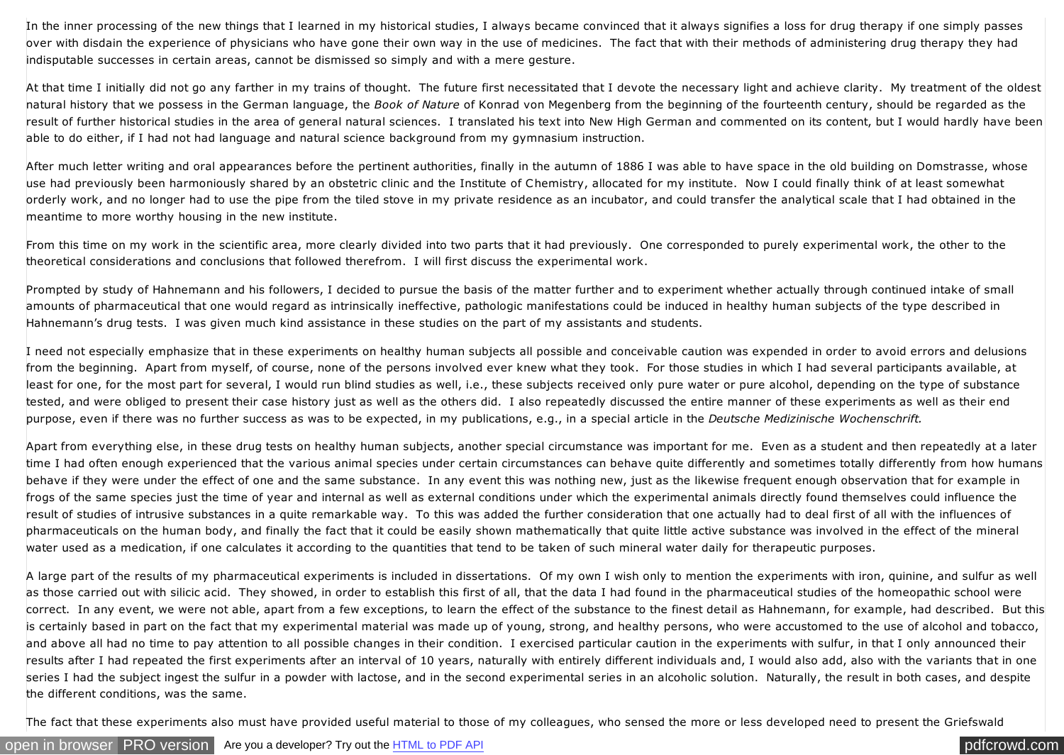In the inner processing of the new things that I learned in my historical studies, I always became convinced that it always signifies a loss for drug therapy if one simply passes over with disdain the experience of physicians who have gone their own way in the use of medicines. The fact that with their methods of administering drug therapy they had indisputable successes in certain areas, cannot be dismissed so simply and with a mere gesture.

At that time I initially did not go any farther in my trains of thought. The future first necessitated that I devote the necessary light and achieve clarity. My treatment of the oldest natural history that we possess in the German language, the *Book of Nature* of Konrad von Megenberg from the beginning of the fourteenth century, should be regarded as the result of further historical studies in the area of general natural sciences. I translated his text into New High German and commented on its content, but I would hardly have been able to do either, if I had not had language and natural science background from my gymnasium instruction.

After much letter writing and oral appearances before the pertinent authorities, finally in the autumn of 1886 I was able to have space in the old building on Domstrasse, whose use had previously been harmoniously shared by an obstetric clinic and the Institute of Chemistry, allocated for my institute. Now I could finally think of at least somewhat orderly work, and no longer had to use the pipe from the tiled stove in my private residence as an incubator, and could transfer the analytical scale that I had obtained in the meantime to more worthy housing in the new institute.

From this time on my work in the scientific area, more clearly divided into two parts that it had previously. One corresponded to purely experimental work, the other to the theoretical considerations and conclusions that followed therefrom. I will first discuss the experimental work.

Prompted by study of Hahnemann and his followers, I decided to pursue the basis of the matter further and to experiment whether actually through continued intake of small amounts of pharmaceutical that one would regard as intrinsically ineffective, pathologic manifestations could be induced in healthy human subjects of the type described in Hahnemann's drug tests. I was given much kind assistance in these studies on the part of my assistants and students.

I need not especially emphasize that in these experiments on healthy human subjects all possible and conceivable caution was expended in order to avoid errors and delusions from the beginning. Apart from myself, of course, none of the persons involved ever knew what they took. For those studies in which I had several participants available, at least for one, for the most part for several, I would run blind studies as well, i.e., these subjects received only pure water or pure alcohol, depending on the type of substance tested, and were obliged to present their case history just as well as the others did. I also repeatedly discussed the entire manner of these experiments as well as their end purpose, even if there was no further success as was to be expected, in my publications, e.g., in a special article in the *Deutsche Medizinische Wochenschrift.*

Apart from everything else, in these drug tests on healthy human subjects, another special circumstance was important for me. Even as a student and then repeatedly at a later time I had often enough experienced that the various animal species under certain circumstances can behave quite differently and sometimes totally differently from how humans behave if they were under the effect of one and the same substance. In any event this was nothing new, just as the likewise frequent enough observation that for example in frogs of the same species just the time of year and internal as well as external conditions under which the experimental animals directly found themselves could influence the result of studies of intrusive substances in a quite remarkable way. To this was added the further consideration that one actually had to deal first of all with the influences of pharmaceuticals on the human body, and finally the fact that it could be easily shown mathematically that quite little active substance was involved in the effect of the mineral water used as a medication, if one calculates it according to the quantities that tend to be taken of such mineral water daily for therapeutic purposes.

A large part of the results of my pharmaceutical experiments is included in dissertations. Of my own I wish only to mention the experiments with iron, quinine, and sulfur as well as those carried out with silicic acid. They showed, in order to establish this first of all, that the data I had found in the pharmaceutical studies of the homeopathic school were correct. In any event, we were not able, apart from a few exceptions, to learn the effect of the substance to the finest detail as Hahnemann, for example, had described. But this is certainly based in part on the fact that my experimental material was made up of young, strong, and healthy persons, who were accustomed to the use of alcohol and tobacco, and above all had no time to pay attention to all possible changes in their condition. I exercised particular caution in the experiments with sulfur, in that I only announced their results after I had repeated the first experiments after an interval of 10 years, naturally with entirely different individuals and, I would also add, also with the variants that in one series I had the subject ingest the sulfur in a powder with lactose, and in the second experimental series in an alcoholic solution. Naturally, the result in both cases, and despite the different conditions, was the same.

The fact that these experiments also must have provided useful material to those of my colleagues, who sensed the more or less developed need to present the Griefswald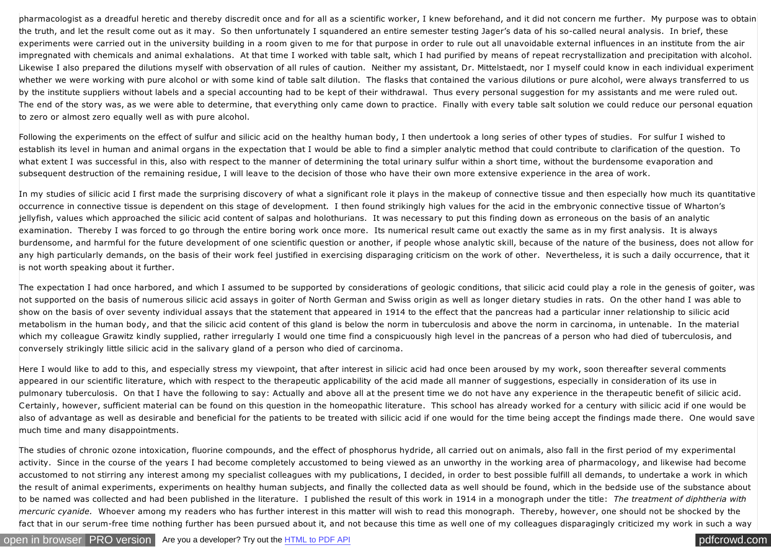pharmacologist as a dreadful heretic and thereby discredit once and for all as a scientific worker, I knew beforehand, and it did not concern me further. My purpose was to obtain the truth, and let the result come out as it may. So then unfortunately I squandered an entire semester testing Jager's data of his so-called neural analysis. In brief, these experiments were carried out in the university building in a room given to me for that purpose in order to rule out all unavoidable external influences in an institute from the air impregnated with chemicals and animal exhalations. At that time I worked with table salt, which I had purified by means of repeat recrystallization and precipitation with alcohol. Likewise I also prepared the dilutions myself with observation of all rules of caution. Neither my assistant, Dr. Mittelstaedt, nor I myself could know in each individual experiment whether we were working with pure alcohol or with some kind of table salt dilution. The flasks that contained the various dilutions or pure alcohol, were always transferred to us by the institute suppliers without labels and a special accounting had to be kept of their withdrawal. Thus every personal suggestion for my assistants and me were ruled out. The end of the story was, as we were able to determine, that everything only came down to practice. Finally with every table salt solution we could reduce our personal equation to zero or almost zero equally well as with pure alcohol.

Following the experiments on the effect of sulfur and silicic acid on the healthy human body, I then undertook a long series of other types of studies. For sulfur I wished to establish its level in human and animal organs in the expectation that I would be able to find a simpler analytic method that could contribute to clarification of the question. To what extent I was successful in this, also with respect to the manner of determining the total urinary sulfur within a short time, without the burdensome evaporation and subsequent destruction of the remaining residue, I will leave to the decision of those who have their own more extensive experience in the area of work.

In my studies of silicic acid I first made the surprising discovery of what a significant role it plays in the makeup of connective tissue and then especially how much its quantitative occurrence in connective tissue is dependent on this stage of development. I then found strikingly high values for the acid in the embryonic connective tissue of Wharton's jellyfish, values which approached the silicic acid content of salpas and holothurians. It was necessary to put this finding down as erroneous on the basis of an analytic examination. Thereby I was forced to go through the entire boring work once more. Its numerical result came out exactly the same as in my first analysis. It is always burdensome, and harmful for the future development of one scientific question or another, if people whose analytic skill, because of the nature of the business, does not allow for any high particularly demands, on the basis of their work feel justified in exercising disparaging criticism on the work of other. Nevertheless, it is such a daily occurrence, that it is not worth speaking about it further.

The expectation I had once harbored, and which I assumed to be supported by considerations of geologic conditions, that silicic acid could play a role in the genesis of goiter, was not supported on the basis of numerous silicic acid assays in goiter of North German and Swiss origin as well as longer dietary studies in rats. On the other hand I was able to show on the basis of over seventy individual assays that the statement that appeared in 1914 to the effect that the pancreas had a particular inner relationship to silicic acid metabolism in the human body, and that the silicic acid content of this gland is below the norm in tuberculosis and above the norm in carcinoma, in untenable. In the material which my colleague Grawitz kindly supplied, rather irregularly I would one time find a conspicuously high level in the pancreas of a person who had died of tuberculosis, and conversely strikingly little silicic acid in the salivary gland of a person who died of carcinoma.

Here I would like to add to this, and especially stress my viewpoint, that after interest in silicic acid had once been aroused by my work, soon thereafter several comments appeared in our scientific literature, which with respect to the therapeutic applicability of the acid made all manner of suggestions, especially in consideration of its use in pulmonary tuberculosis. On that I have the following to say: Actually and above all at the present time we do not have any experience in the therapeutic benefit of silicic acid. Certainly, however, sufficient material can be found on this question in the homeopathic literature. This school has already worked for a century with silicic acid if one would be also of advantage as well as desirable and beneficial for the patients to be treated with silicic acid if one would for the time being accept the findings made there. One would save much time and many disappointments.

The studies of chronic ozone intoxication, fluorine compounds, and the effect of phosphorus hydride, all carried out on animals, also fall in the first period of my experimental activity. Since in the course of the years I had become completely accustomed to being viewed as an unworthy in the working area of pharmacology, and likewise had become accustomed to not stirring any interest among my specialist colleagues with my publications, I decided, in order to best possible fulfill all demands, to undertake a work in which the result of animal experiments, experiments on healthy human subjects, and finally the collected data as well should be found, which in the bedside use of the substance about to be named was collected and had been published in the literature. I published the result of this work in 1914 in a monograph under the title: *The treatment of diphtheria with mercuric cyanide.* Whoever among my readers who has further interest in this matter will wish to read this monograph. Thereby, however, one should not be shocked by the fact that in our serum-free time nothing further has been pursued about it, and not because this time as well one of my colleagues disparagingly criticized my work in such a way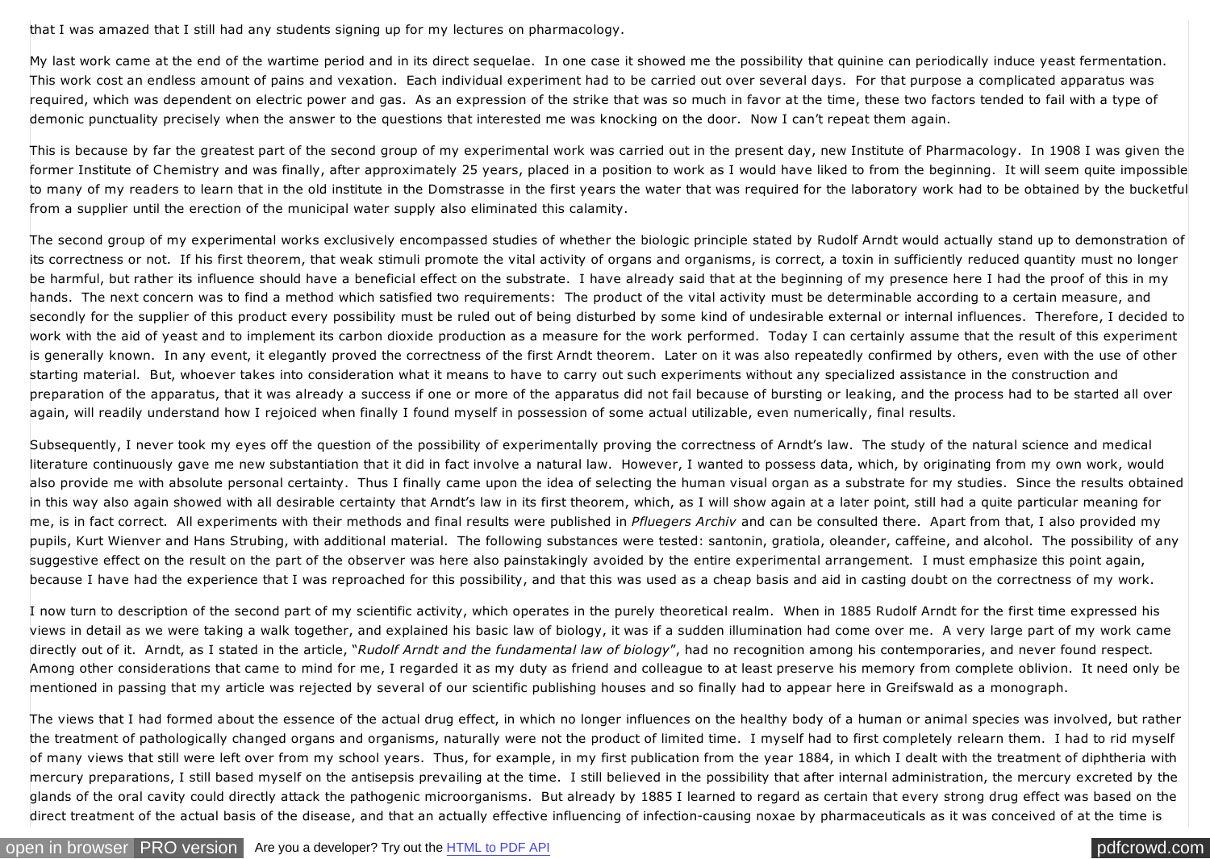that I was amazed that I still had any students signing up for my lectures on pharmacology.

My last work came at the end of the wartime period and in its direct sequelae. In one case it showed me the possibility that quinine can periodically induce yeast fermentation. This work cost an endless amount of pains and vexation. Each individual experiment had to be carried out over several days. For that purpose a complicated apparatus was required, which was dependent on electric power and gas. As an expression of the strike that was so much in favor at the time, these two factors tended to fail with a type of demonic punctuality precisely when the answer to the questions that interested me was knocking on the door. Now I can't repeat them again.

This is because by far the greatest part of the second group of my experimental work was carried out in the present day, new Institute of Pharmacology. In 1908 I was given the former Institute of Chemistry and was finally, after approximately 25 years, placed in a position to work as I would have liked to from the beginning. It will seem quite impossible to many of my readers to learn that in the old institute in the Domstrasse in the first years the water that was required for the laboratory work had to be obtained by the bucketful from a supplier until the erection of the municipal water supply also eliminated this calamity.

The second group of my experimental works exclusively encompassed studies of whether the biologic principle stated by Rudolf Arndt would actually stand up to demonstration of its correctness or not. If his first theorem, that weak stimuli promote the vital activity of organs and organisms, is correct, a toxin in sufficiently reduced quantity must no longer be harmful, but rather its influence should have a beneficial effect on the substrate. I have already said that at the beginning of my presence here I had the proof of this in my hands. The next concern was to find a method which satisfied two requirements: The product of the vital activity must be determinable according to a certain measure, and secondly for the supplier of this product every possibility must be ruled out of being disturbed by some kind of undesirable external or internal influences. Therefore, I decided to work with the aid of yeast and to implement its carbon dioxide production as a measure for the work performed. Today I can certainly assume that the result of this experiment is generally known. In any event, it elegantly proved the correctness of the first Arndt theorem. Later on it was also repeatedly confirmed by others, even with the use of other starting material. But, whoever takes into consideration what it means to have to carry out such experiments without any specialized assistance in the construction and preparation of the apparatus, that it was already a success if one or more of the apparatus did not fail because of bursting or leaking, and the process had to be started all over again, will readily understand how I rejoiced when finally I found myself in possession of some actual utilizable, even numerically, final results.

Subsequently, I never took my eyes off the question of the possibility of experimentally proving the correctness of Arndt's law. The study of the natural science and medical literature continuously gave me new substantiation that it did in fact involve a natural law. However, I wanted to possess data, which, by originating from my own work, would also provide me with absolute personal certainty. Thus I finally came upon the idea of selecting the human visual organ as a substrate for my studies. Since the results obtained in this way also again showed with all desirable certainty that Arndt's law in its first theorem, which, as I will show again at a later point, still had a quite particular meaning for me, is in fact correct. All experiments with their methods and final results were published in *Pfluegers Archiv* and can be consulted there. Apart from that, I also provided my pupils, Kurt Wienver and Hans Strubing, with additional material. The following substances were tested: santonin, gratiola, oleander, caffeine, and alcohol. The possibility of any suggestive effect on the result on the part of the observer was here also painstakingly avoided by the entire experimental arrangement. I must emphasize this point again, because I have had the experience that I was reproached for this possibility, and that this was used as a cheap basis and aid in casting doubt on the correctness of my work.

I now turn to description of the second part of my scientific activity, which operates in the purely theoretical realm. When in 1885 Rudolf Arndt for the first time expressed his views in detail as we were taking a walk together, and explained his basic law of biology, it was if a sudden illumination had come over me. A very large part of my work came directly out of it. Arndt, as I stated in the article, "*Rudolf Arndt and the fundamental law of biology*", had no recognition among his contemporaries, and never found respect. Among other considerations that came to mind for me, I regarded it as my duty as friend and colleague to at least preserve his memory from complete oblivion. It need only be mentioned in passing that my article was rejected by several of our scientific publishing houses and so finally had to appear here in Greifswald as a monograph.

The views that I had formed about the essence of the actual drug effect, in which no longer influences on the healthy body of a human or animal species was involved, but rather the treatment of pathologically changed organs and organisms, naturally were not the product of limited time. I myself had to first completely relearn them. I had to rid myself of many views that still were left over from my school years. Thus, for example, in my first publication from the year 1884, in which I dealt with the treatment of diphtheria with mercury preparations, I still based myself on the antisepsis prevailing at the time. I still believed in the possibility that after internal administration, the mercury excreted by the glands of the oral cavity could directly attack the pathogenic microorganisms. But already by 1885 I learned to regard as certain that every strong drug effect was based on the direct treatment of the actual basis of the disease, and that an actually effective influencing of infection-causing noxae by pharmaceuticals as it was conceived of at the time is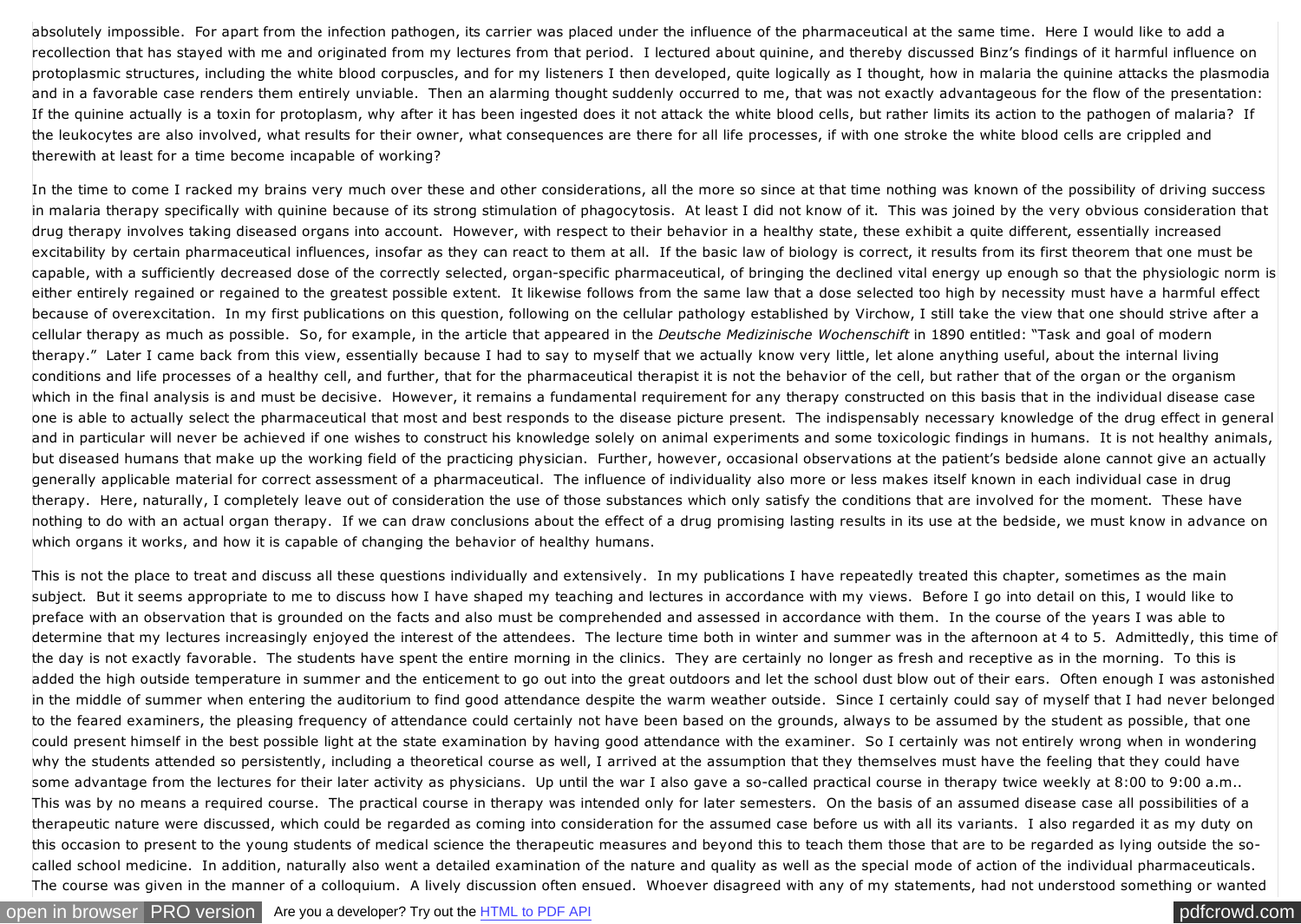absolutely impossible. For apart from the infection pathogen, its carrier was placed under the influence of the pharmaceutical at the same time. Here I would like to add a recollection that has stayed with me and originated from my lectures from that period. I lectured about quinine, and thereby discussed Binz's findings of it harmful influence on protoplasmic structures, including the white blood corpuscles, and for my listeners I then developed, quite logically as I thought, how in malaria the quinine attacks the plasmodia and in a favorable case renders them entirely unviable. Then an alarming thought suddenly occurred to me, that was not exactly advantageous for the flow of the presentation: If the quinine actually is a toxin for protoplasm, why after it has been ingested does it not attack the white blood cells, but rather limits its action to the pathogen of malaria? If the leukocytes are also involved, what results for their owner, what consequences are there for all life processes, if with one stroke the white blood cells are crippled and therewith at least for a time become incapable of working?

In the time to come I racked my brains very much over these and other considerations, all the more so since at that time nothing was known of the possibility of driving success in malaria therapy specifically with quinine because of its strong stimulation of phagocytosis. At least I did not know of it. This was joined by the very obvious consideration that drug therapy involves taking diseased organs into account. However, with respect to their behavior in a healthy state, these exhibit a quite different, essentially increased excitability by certain pharmaceutical influences, insofar as they can react to them at all. If the basic law of biology is correct, it results from its first theorem that one must be capable, with a sufficiently decreased dose of the correctly selected, organ-specific pharmaceutical, of bringing the declined vital energy up enough so that the physiologic norm is either entirely regained or regained to the greatest possible extent. It likewise follows from the same law that a dose selected too high by necessity must have a harmful effect because of overexcitation. In my first publications on this question, following on the cellular pathology established by Virchow, I still take the view that one should strive after a cellular therapy as much as possible. So, for example, in the article that appeared in the *Deutsche Medizinische Wochenschift* in 1890 entitled: "Task and goal of modern therapy." Later I came back from this view, essentially because I had to say to myself that we actually know very little, let alone anything useful, about the internal living conditions and life processes of a healthy cell, and further, that for the pharmaceutical therapist it is not the behavior of the cell, but rather that of the organ or the organism which in the final analysis is and must be decisive. However, it remains a fundamental requirement for any therapy constructed on this basis that in the individual disease case one is able to actually select the pharmaceutical that most and best responds to the disease picture present. The indispensably necessary knowledge of the drug effect in general and in particular will never be achieved if one wishes to construct his knowledge solely on animal experiments and some toxicologic findings in humans. It is not healthy animals, but diseased humans that make up the working field of the practicing physician. Further, however, occasional observations at the patient's bedside alone cannot give an actually generally applicable material for correct assessment of a pharmaceutical. The influence of individuality also more or less makes itself known in each individual case in drug therapy. Here, naturally, I completely leave out of consideration the use of those substances which only satisfy the conditions that are involved for the moment. These have nothing to do with an actual organ therapy. If we can draw conclusions about the effect of a drug promising lasting results in its use at the bedside, we must know in advance on which organs it works, and how it is capable of changing the behavior of healthy humans.

This is not the place to treat and discuss all these questions individually and extensively. In my publications I have repeatedly treated this chapter, sometimes as the main subject. But it seems appropriate to me to discuss how I have shaped my teaching and lectures in accordance with my views. Before I go into detail on this, I would like to preface with an observation that is grounded on the facts and also must be comprehended and assessed in accordance with them. In the course of the years I was able to determine that my lectures increasingly enjoyed the interest of the attendees. The lecture time both in winter and summer was in the afternoon at 4 to 5. Admittedly, this time of the day is not exactly favorable. The students have spent the entire morning in the clinics. They are certainly no longer as fresh and receptive as in the morning. To this is added the high outside temperature in summer and the enticement to go out into the great outdoors and let the school dust blow out of their ears. Often enough I was astonished in the middle of summer when entering the auditorium to find good attendance despite the warm weather outside. Since I certainly could say of myself that I had never belonged to the feared examiners, the pleasing frequency of attendance could certainly not have been based on the grounds, always to be assumed by the student as possible, that one could present himself in the best possible light at the state examination by having good attendance with the examiner. So I certainly was not entirely wrong when in wondering why the students attended so persistently, including a theoretical course as well, I arrived at the assumption that they themselves must have the feeling that they could have some advantage from the lectures for their later activity as physicians. Up until the war I also gave a so-called practical course in therapy twice weekly at 8:00 to 9:00 a.m.. This was by no means a required course. The practical course in therapy was intended only for later semesters. On the basis of an assumed disease case all possibilities of a therapeutic nature were discussed, which could be regarded as coming into consideration for the assumed case before us with all its variants. I also regarded it as my duty on this occasion to present to the young students of medical science the therapeutic measures and beyond this to teach them those that are to be regarded as lying outside the so-called school medicine. In addition, naturally also went a detailed examination of the nature and quality as well as the special mode of action of the individual pharmaceuticals. The course was given in the manner of a colloquium. A lively discussion often ensued. Whoever disagreed with any of my statements, had not understood something or wanted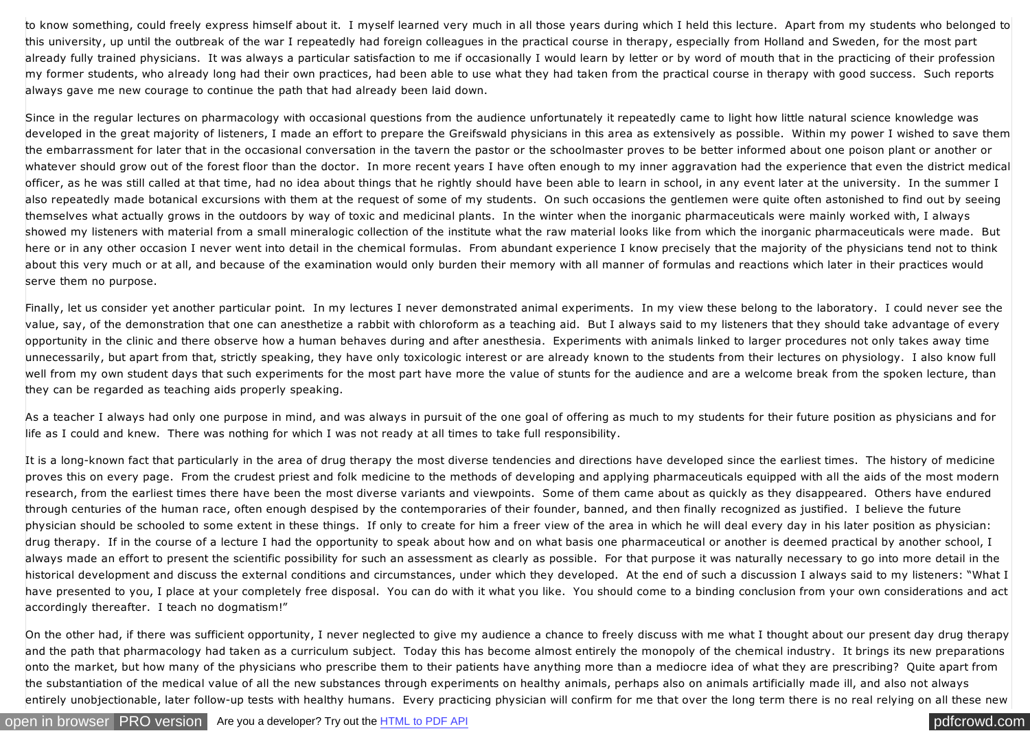to know something, could freely express himself about it. I myself learned very much in all those years during which I held this lecture. Apart from my students who belonged to this university, up until the outbreak of the war I repeatedly had foreign colleagues in the practical course in therapy, especially from Holland and Sweden, for the most part already fully trained physicians. It was always a particular satisfaction to me if occasionally I would learn by letter or by word of mouth that in the practicing of their profession my former students, who already long had their own practices, had been able to use what they had taken from the practical course in therapy with good success. Such reports always gave me new courage to continue the path that had already been laid down.

Since in the regular lectures on pharmacology with occasional questions from the audience unfortunately it repeatedly came to light how little natural science knowledge was developed in the great majority of listeners, I made an effort to prepare the Greifswald physicians in this area as extensively as possible. Within my power I wished to save them the embarrassment for later that in the occasional conversation in the tavern the pastor or the schoolmaster proves to be better informed about one poison plant or another or whatever should grow out of the forest floor than the doctor. In more recent years I have often enough to my inner aggravation had the experience that even the district medical officer, as he was still called at that time, had no idea about things that he rightly should have been able to learn in school, in any event later at the university. In the summer I also repeatedly made botanical excursions with them at the request of some of my students. On such occasions the gentlemen were quite often astonished to find out by seeing themselves what actually grows in the outdoors by way of toxic and medicinal plants. In the winter when the inorganic pharmaceuticals were mainly worked with, I always showed my listeners with material from a small mineralogic collection of the institute what the raw material looks like from which the inorganic pharmaceuticals were made. But here or in any other occasion I never went into detail in the chemical formulas. From abundant experience I know precisely that the majority of the physicians tend not to think about this very much or at all, and because of the examination would only burden their memory with all manner of formulas and reactions which later in their practices would serve them no purpose.

Finally, let us consider yet another particular point. In my lectures I never demonstrated animal experiments. In my view these belong to the laboratory. I could never see the value, say, of the demonstration that one can anesthetize a rabbit with chloroform as a teaching aid. But I always said to my listeners that they should take advantage of every opportunity in the clinic and there observe how a human behaves during and after anesthesia. Experiments with animals linked to larger procedures not only takes away time unnecessarily, but apart from that, strictly speaking, they have only toxicologic interest or are already known to the students from their lectures on physiology. I also know full well from my own student days that such experiments for the most part have more the value of stunts for the audience and are a welcome break from the spoken lecture, than they can be regarded as teaching aids properly speaking.

As a teacher I always had only one purpose in mind, and was always in pursuit of the one goal of offering as much to my students for their future position as physicians and for life as I could and knew. There was nothing for which I was not ready at all times to take full responsibility.

It is a long-known fact that particularly in the area of drug therapy the most diverse tendencies and directions have developed since the earliest times. The history of medicine proves this on every page. From the crudest priest and folk medicine to the methods of developing and applying pharmaceuticals equipped with all the aids of the most modern research, from the earliest times there have been the most diverse variants and viewpoints. Some of them came about as quickly as they disappeared. Others have endured through centuries of the human race, often enough despised by the contemporaries of their founder, banned, and then finally recognized as justified. I believe the future physician should be schooled to some extent in these things. If only to create for him a freer view of the area in which he will deal every day in his later position as physician: drug therapy. If in the course of a lecture I had the opportunity to speak about how and on what basis one pharmaceutical or another is deemed practical by another school, I always made an effort to present the scientific possibility for such an assessment as clearly as possible. For that purpose it was naturally necessary to go into more detail in the historical development and discuss the external conditions and circumstances, under which they developed. At the end of such a discussion I always said to my listeners: "What I have presented to you, I place at your completely free disposal. You can do with it what you like. You should come to a binding conclusion from your own considerations and act accordingly thereafter. I teach no dogmatism!"

On the other had, if there was sufficient opportunity, I never neglected to give my audience a chance to freely discuss with me what I thought about our present day drug therapy and the path that pharmacology had taken as a curriculum subject. Today this has become almost entirely the monopoly of the chemical industry. It brings its new preparations onto the market, but how many of the physicians who prescribe them to their patients have anything more than a mediocre idea of what they are prescribing? Quite apart from the substantiation of the medical value of all the new substances through experiments on healthy animals, perhaps also on animals artificially made ill, and also not always entirely unobjectionable, later follow-up tests with healthy humans. Every practicing physician will confirm for me that over the long term there is no real relying on all these new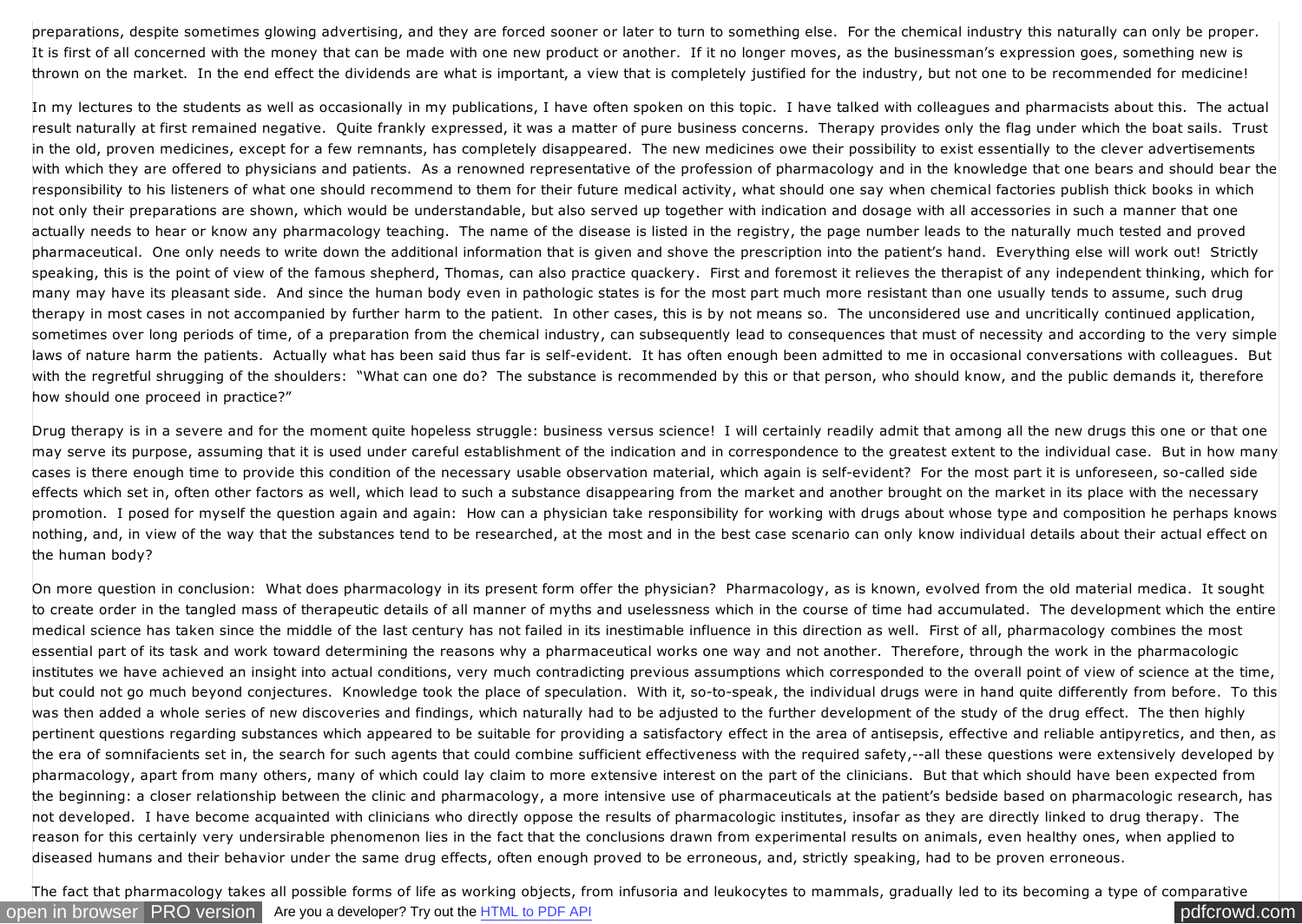preparations, despite sometimes glowing advertising, and they are forced sooner or later to turn to something else. For the chemical industry this naturally can only be proper. It is first of all concerned with the money that can be made with one new product or another. If it no longer moves, as the businessman's expression goes, something new is thrown on the market. In the end effect the dividends are what is important, a view that is completely justified for the industry, but not one to be recommended for medicine!

In my lectures to the students as well as occasionally in my publications, I have often spoken on this topic. I have talked with colleagues and pharmacists about this. The actual result naturally at first remained negative. Quite frankly expressed, it was a matter of pure business concerns. Therapy provides only the flag under which the boat sails. Trust in the old, proven medicines, except for a few remnants, has completely disappeared. The new medicines owe their possibility to exist essentially to the clever advertisements with which they are offered to physicians and patients. As a renowned representative of the profession of pharmacology and in the knowledge that one bears and should bear the responsibility to his listeners of what one should recommend to them for their future medical activity, what should one say when chemical factories publish thick books in which not only their preparations are shown, which would be understandable, but also served up together with indication and dosage with all accessories in such a manner that one actually needs to hear or know any pharmacology teaching. The name of the disease is listed in the registry, the page number leads to the naturally much tested and proved pharmaceutical. One only needs to write down the additional information that is given and shove the prescription into the patient's hand. Everything else will work out! Strictly speaking, this is the point of view of the famous shepherd, Thomas, can also practice quackery. First and foremost it relieves the therapist of any independent thinking, which for many may have its pleasant side. And since the human body even in pathologic states is for the most part much more resistant than one usually tends to assume, such drug therapy in most cases in not accompanied by further harm to the patient. In other cases, this is by not means so. The unconsidered use and uncritically continued application, sometimes over long periods of time, of a preparation from the chemical industry, can subsequently lead to consequences that must of necessity and according to the very simple laws of nature harm the patients. Actually what has been said thus far is self-evident. It has often enough been admitted to me in occasional conversations with colleagues. But with the regretful shrugging of the shoulders: "What can one do? The substance is recommended by this or that person, who should know, and the public demands it, therefore how should one proceed in practice?"

Drug therapy is in a severe and for the moment quite hopeless struggle: business versus science! I will certainly readily admit that among all the new drugs this one or that one may serve its purpose, assuming that it is used under careful establishment of the indication and in correspondence to the greatest extent to the individual case. But in how many cases is there enough time to provide this condition of the necessary usable observation material, which again is self-evident? For the most part it is unforeseen, so-called side effects which set in, often other factors as well, which lead to such a substance disappearing from the market and another brought on the market in its place with the necessary promotion. I posed for myself the question again and again: How can a physician take responsibility for working with drugs about whose type and composition he perhaps knows nothing, and, in view of the way that the substances tend to be researched, at the most and in the best case scenario can only know individual details about their actual effect on the human body?

On more question in conclusion: What does pharmacology in its present form offer the physician? Pharmacology, as is known, evolved from the old material medica. It sought to create order in the tangled mass of therapeutic details of all manner of myths and uselessness which in the course of time had accumulated. The development which the entire medical science has taken since the middle of the last century has not failed in its inestimable influence in this direction as well. First of all, pharmacology combines the most essential part of its task and work toward determining the reasons why a pharmaceutical works one way and not another. Therefore, through the work in the pharmacologic institutes we have achieved an insight into actual conditions, very much contradicting previous assumptions which corresponded to the overall point of view of science at the time, but could not go much beyond conjectures. Knowledge took the place of speculation. With it, so-to-speak, the individual drugs were in hand quite differently from before. To this was then added a whole series of new discoveries and findings, which naturally had to be adjusted to the further development of the study of the drug effect. The then highly pertinent questions regarding substances which appeared to be suitable for providing a satisfactory effect in the area of antisepsis, effective and reliable antipyretics, and then, as the era of somnifacients set in, the search for such agents that could combine sufficient effectiveness with the required safety,--all these questions were extensively developed by pharmacology, apart from many others, many of which could lay claim to more extensive interest on the part of the clinicians. But that which should have been expected from the beginning: a closer relationship between the clinic and pharmacology, a more intensive use of pharmaceuticals at the patient's bedside based on pharmacologic research, has not developed. I have become acquainted with clinicians who directly oppose the results of pharmacologic institutes, insofar as they are directly linked to drug therapy. The reason for this certainly very undersirable phenomenon lies in the fact that the conclusions drawn from experimental results on animals, even healthy ones, when applied to diseased humans and their behavior under the same drug effects, often enough proved to be erroneous, and, strictly speaking, had to be proven erroneous.

The fact that pharmacology takes all possible forms of life as working objects, from infusoria and leukocytes to mammals, gradually led to its becoming a type of comparative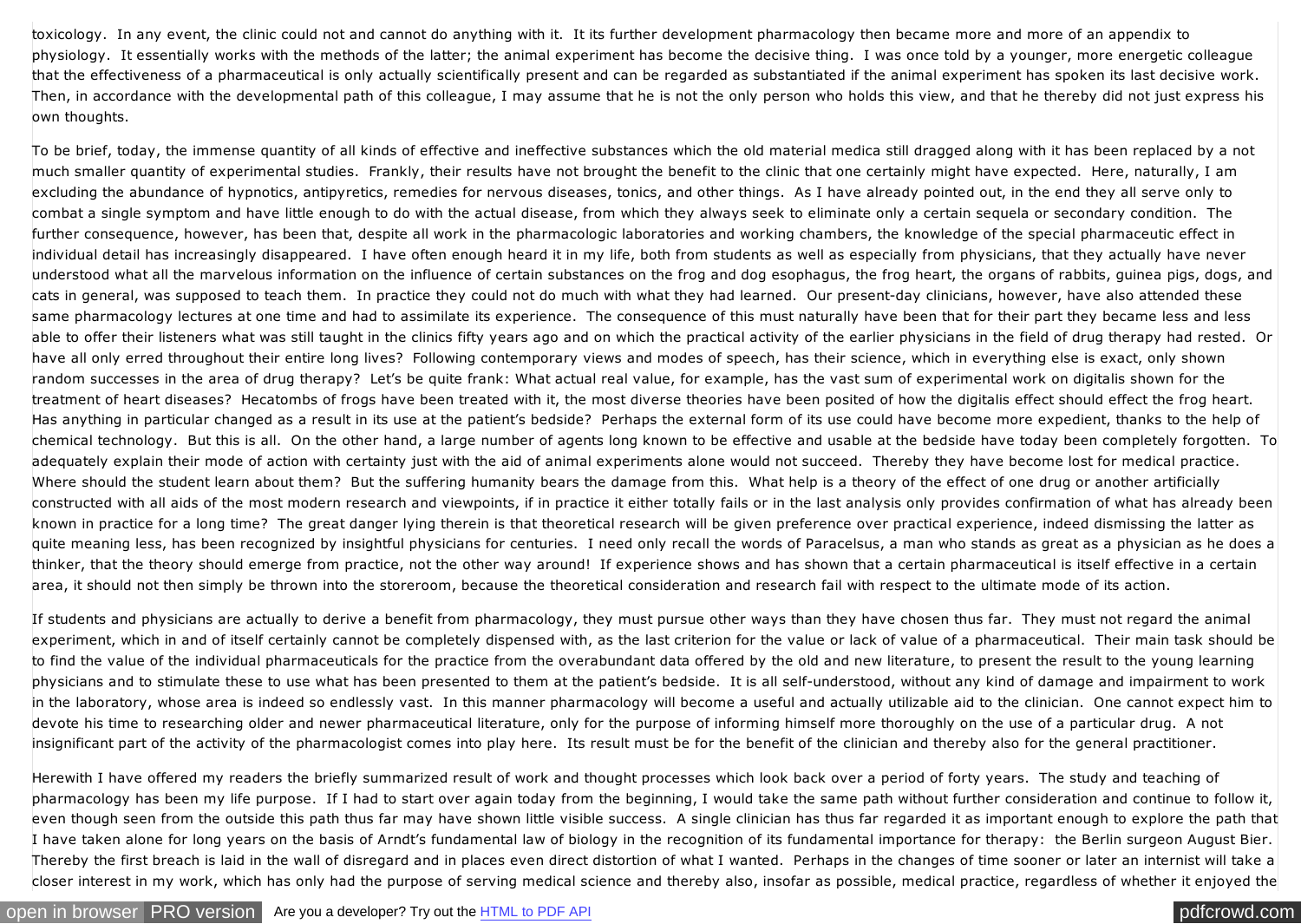toxicology. In any event, the clinic could not and cannot do anything with it. It its further development pharmacology then became more and more of an appendix to physiology. It essentially works with the methods of the latter; the animal experiment has become the decisive thing. I was once told by a younger, more energetic colleague that the effectiveness of a pharmaceutical is only actually scientifically present and can be regarded as substantiated if the animal experiment has spoken its last decisive work. Then, in accordance with the developmental path of this colleague, I may assume that he is not the only person who holds this view, and that he thereby did not just express his own thoughts.

To be brief, today, the immense quantity of all kinds of effective and ineffective substances which the old material medica still dragged along with it has been replaced by a not much smaller quantity of experimental studies. Frankly, their results have not brought the benefit to the clinic that one certainly might have expected. Here, naturally, I am excluding the abundance of hypnotics, antipyretics, remedies for nervous diseases, tonics, and other things. As I have already pointed out, in the end they all serve only to combat a single symptom and have little enough to do with the actual disease, from which they always seek to eliminate only a certain sequela or secondary condition. The further consequence, however, has been that, despite all work in the pharmacologic laboratories and working chambers, the knowledge of the special pharmaceutic effect in individual detail has increasingly disappeared. I have often enough heard it in my life, both from students as well as especially from physicians, that they actually have never understood what all the marvelous information on the influence of certain substances on the frog and dog esophagus, the frog heart, the organs of rabbits, guinea pigs, dogs, and cats in general, was supposed to teach them. In practice they could not do much with what they had learned. Our present-day clinicians, however, have also attended these same pharmacology lectures at one time and had to assimilate its experience. The consequence of this must naturally have been that for their part they became less and less able to offer their listeners what was still taught in the clinics fifty years ago and on which the practical activity of the earlier physicians in the field of drug therapy had rested. Or have all only erred throughout their entire long lives? Following contemporary views and modes of speech, has their science, which in everything else is exact, only shown random successes in the area of drug therapy? Let's be quite frank: What actual real value, for example, has the vast sum of experimental work on digitalis shown for the treatment of heart diseases? Hecatombs of frogs have been treated with it, the most diverse theories have been posited of how the digitalis effect should effect the frog heart. Has anything in particular changed as a result in its use at the patient's bedside? Perhaps the external form of its use could have become more expedient, thanks to the help of chemical technology. But this is all. On the other hand, a large number of agents long known to be effective and usable at the bedside have today been completely forgotten. To adequately explain their mode of action with certainty just with the aid of animal experiments alone would not succeed. Thereby they have become lost for medical practice. Where should the student learn about them? But the suffering humanity bears the damage from this. What help is a theory of the effect of one drug or another artificially constructed with all aids of the most modern research and viewpoints, if in practice it either totally fails or in the last analysis only provides confirmation of what has already been known in practice for a long time? The great danger lying therein is that theoretical research will be given preference over practical experience, indeed dismissing the latter as quite meaning less, has been recognized by insightful physicians for centuries. I need only recall the words of Paracelsus, a man who stands as great as a physician as he does a thinker, that the theory should emerge from practice, not the other way around! If experience shows and has shown that a certain pharmaceutical is itself effective in a certain area, it should not then simply be thrown into the storeroom, because the theoretical consideration and research fail with respect to the ultimate mode of its action.

If students and physicians are actually to derive a benefit from pharmacology, they must pursue other ways than they have chosen thus far. They must not regard the animal experiment, which in and of itself certainly cannot be completely dispensed with, as the last criterion for the value or lack of value of a pharmaceutical. Their main task should be to find the value of the individual pharmaceuticals for the practice from the overabundant data offered by the old and new literature, to present the result to the young learning physicians and to stimulate these to use what has been presented to them at the patient's bedside. It is all self-understood, without any kind of damage and impairment to work in the laboratory, whose area is indeed so endlessly vast. In this manner pharmacology will become a useful and actually utilizable aid to the clinician. One cannot expect him to devote his time to researching older and newer pharmaceutical literature, only for the purpose of informing himself more thoroughly on the use of a particular drug. A not insignificant part of the activity of the pharmacologist comes into play here. Its result must be for the benefit of the clinician and thereby also for the general practitioner.

Herewith I have offered my readers the briefly summarized result of work and thought processes which look back over a period of forty years. The study and teaching of pharmacology has been my life purpose. If I had to start over again today from the beginning, I would take the same path without further consideration and continue to follow it, even though seen from the outside this path thus far may have shown little visible success. A single clinician has thus far regarded it as important enough to explore the path that I have taken alone for long years on the basis of Arndt's fundamental law of biology in the recognition of its fundamental importance for therapy: the Berlin surgeon August Bier. Thereby the first breach is laid in the wall of disregard and in places even direct distortion of what I wanted. Perhaps in the changes of time sooner or later an internist will take a closer interest in my work, which has only had the purpose of serving medical science and thereby also, insofar as possible, medical practice, regardless of whether it enjoyed the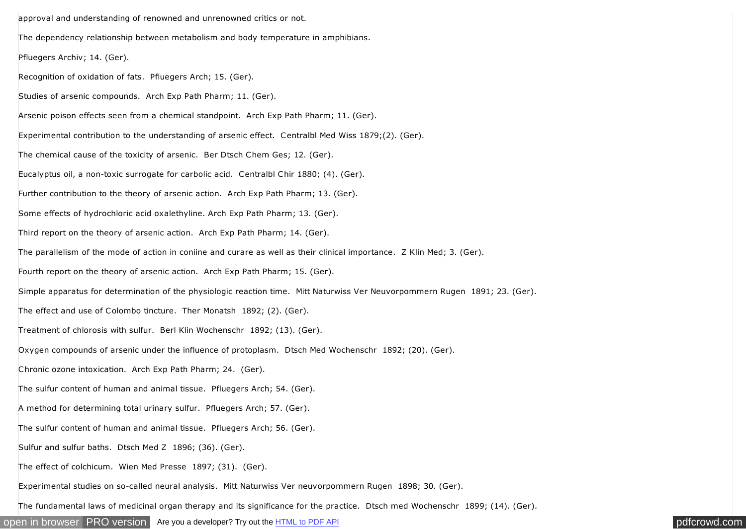approval and understanding of renowned and unrenowned critics or not.

The dependency relationship between metabolism and body temperature in amphibians.

Pfluegers Archiv; 14. (Ger).

Recognition of oxidation of fats. Pfluegers Arch; 15. (Ger).

Studies of arsenic compounds. Arch Exp Path Pharm; 11. (Ger).

Arsenic poison effects seen from a chemical standpoint. Arch Exp Path Pharm; 11. (Ger).

Experimental contribution to the understanding of arsenic effect. Centralbl Med Wiss 1879;(2). (Ger).

The chemical cause of the toxicity of arsenic. Ber Dtsch Chem Ges; 12. (Ger).

Eucalyptus oil, a non-toxic surrogate for carbolic acid. Centralbl Chir 1880; (4). (Ger).

Further contribution to the theory of arsenic action. Arch Exp Path Pharm; 13. (Ger).

Some effects of hydrochloric acid oxalethyline. Arch Exp Path Pharm; 13. (Ger).

Third report on the theory of arsenic action. Arch Exp Path Pharm; 14. (Ger).

The parallelism of the mode of action in coniine and curare as well as their clinical importance. Z Klin Med; 3. (Ger).

Fourth report on the theory of arsenic action. Arch Exp Path Pharm; 15. (Ger).

Simple apparatus for determination of the physiologic reaction time. Mitt Naturwiss Ver Neuvorpommern Rugen 1891; 23. (Ger).

The effect and use of Colombo tincture. Ther Monatsh 1892; (2). (Ger).

Treatment of chlorosis with sulfur. Berl Klin Wochenschr 1892; (13). (Ger).

Oxygen compounds of arsenic under the influence of protoplasm. Dtsch Med Wochenschr 1892; (20). (Ger).

Chronic ozone intoxication. Arch Exp Path Pharm; 24. (Ger).

The sulfur content of human and animal tissue. Pfluegers Arch; 54. (Ger).

A method for determining total urinary sulfur. Pfluegers Arch; 57. (Ger).

The sulfur content of human and animal tissue. Pfluegers Arch; 56. (Ger).

Sulfur and sulfur baths. Dtsch Med Z 1896; (36). (Ger).

The effect of colchicum. Wien Med Presse 1897; (31). (Ger).

Experimental studies on so-called neural analysis. Mitt Naturwiss Ver neuvorpommern Rugen 1898; 30. (Ger).

The fundamental laws of medicinal organ therapy and its significance for the practice. Dtsch med Wochenschr 1899; (14). (Ger).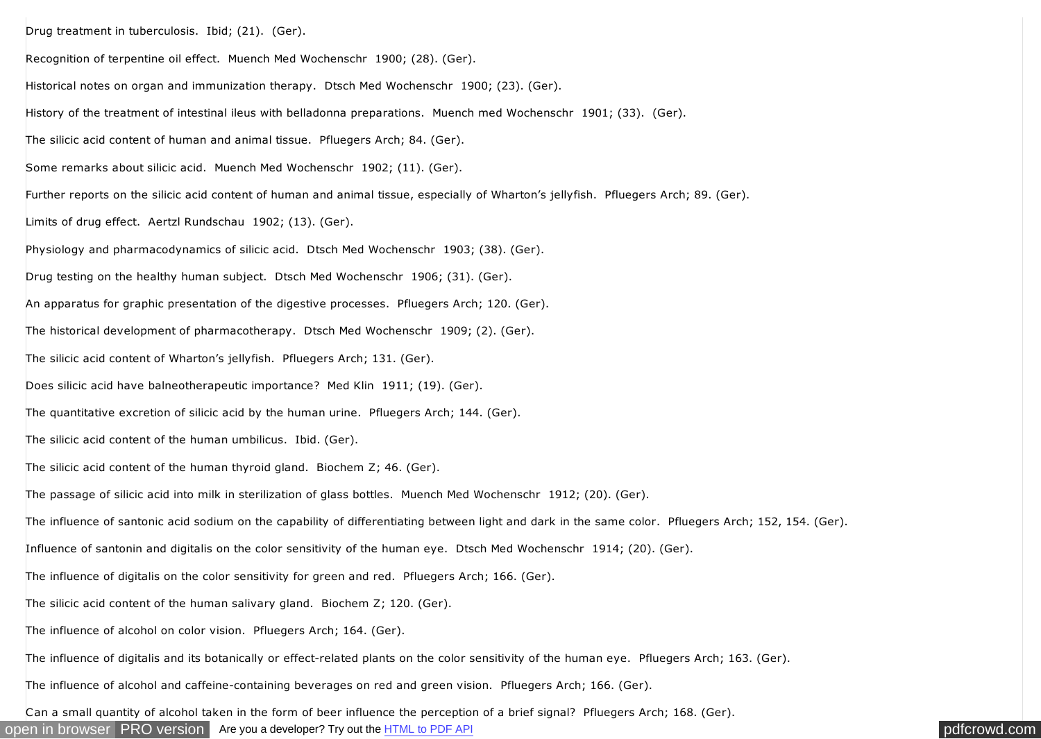Drug treatment in tuberculosis. Ibid; (21). (Ger).

Recognition of terpentine oil effect. Muench Med Wochenschr 1900; (28). (Ger).

Historical notes on organ and immunization therapy. Dtsch Med Wochenschr 1900; (23). (Ger).

History of the treatment of intestinal ileus with belladonna preparations. Muench med Wochenschr 1901; (33). (Ger).

The silicic acid content of human and animal tissue. Pfluegers Arch; 84. (Ger).

Some remarks about silicic acid. Muench Med Wochenschr 1902; (11). (Ger).

Further reports on the silicic acid content of human and animal tissue, especially of Wharton's jellyfish. Pfluegers Arch; 89. (Ger).

Limits of drug effect. Aertzl Rundschau 1902; (13). (Ger).

Physiology and pharmacodynamics of silicic acid. Dtsch Med Wochenschr 1903; (38). (Ger).

Drug testing on the healthy human subject. Dtsch Med Wochenschr 1906; (31). (Ger).

An apparatus for graphic presentation of the digestive processes. Pfluegers Arch; 120. (Ger).

The historical development of pharmacotherapy. Dtsch Med Wochenschr 1909; (2). (Ger).

The silicic acid content of Wharton's jellyfish. Pfluegers Arch; 131. (Ger).

Does silicic acid have balneotherapeutic importance? Med Klin 1911; (19). (Ger).

The quantitative excretion of silicic acid by the human urine. Pfluegers Arch; 144. (Ger).

The silicic acid content of the human umbilicus. Ibid. (Ger).

The silicic acid content of the human thyroid gland. Biochem Z; 46. (Ger).

The passage of silicic acid into milk in sterilization of glass bottles. Muench Med Wochenschr 1912; (20). (Ger).

The influence of santonic acid sodium on the capability of differentiating between light and dark in the same color. Pfluegers Arch; 152, 154. (Ger).

Influence of santonin and digitalis on the color sensitivity of the human eye. Dtsch Med Wochenschr 1914; (20). (Ger).

The influence of digitalis on the color sensitivity for green and red. Pfluegers Arch; 166. (Ger).

The silicic acid content of the human salivary gland. Biochem Z; 120. (Ger).

The influence of alcohol on color vision. Pfluegers Arch; 164. (Ger).

The influence of digitalis and its botanically or effect-related plants on the color sensitivity of the human eye. Pfluegers Arch; 163. (Ger).

The influence of alcohol and caffeine-containing beverages on red and green vision. Pfluegers Arch; 166. (Ger).

Can a small quantity of alcohol taken in the form of beer influence the perception of a brief signal? Pfluegers Arch; 168. (Ger).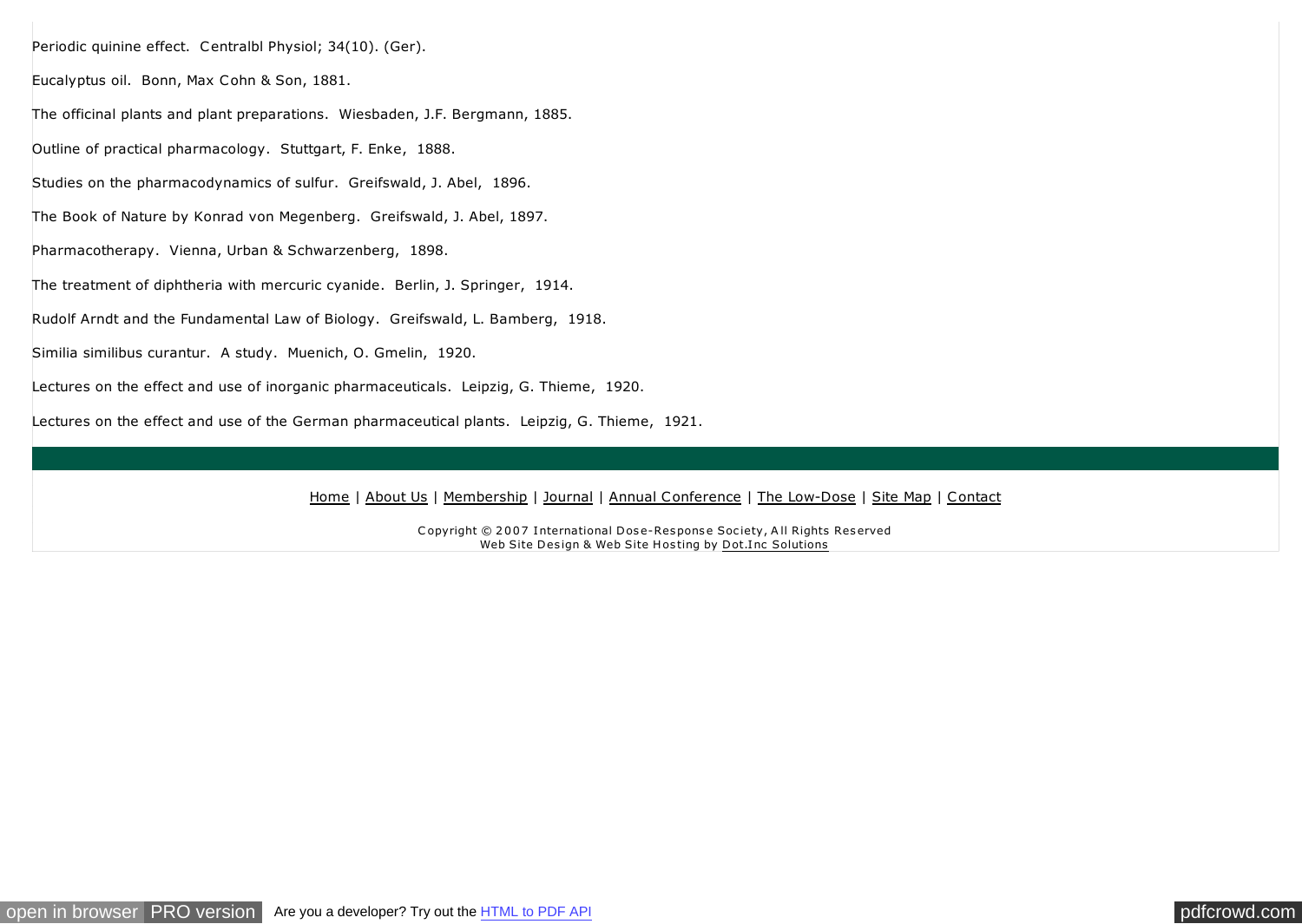Periodic quinine effect. Centralbl Physiol; 34(10). (Ger).

Eucalyptus oil. Bonn, Max Cohn & Son, 1881.

The officinal plants and plant preparations. Wiesbaden, J.F. Bergmann, 1885.

Outline of practical pharmacology. Stuttgart, F. Enke, 1888.

Studies on the pharmacodynamics of sulfur. Greifswald, J. Abel, 1896.

The Book of Nature by Konrad von Megenberg. Greifswald, J. Abel, 1897.

Pharmacotherapy. Vienna, Urban & Schwarzenberg, 1898.

The treatment of diphtheria with mercuric cyanide. Berlin, J. Springer, 1914.

Rudolf Arndt and the Fundamental Law of Biology. Greifswald, L. Bamberg, 1918.

Similia similibus curantur. A study. Muenich, O. Gmelin, 1920.

Lectures on the effect and use of inorganic pharmaceuticals. Leipzig, G. Thieme, 1920.

Lectures on the effect and use of the German pharmaceutical plants. Leipzig, G. Thieme, 1921.

Home | About Us | Membership | Journal | Annual Conference | The Low-Dose | Site Map | Contact

Copyright © 2007 International Dose-Response Society, All Rights Reserved
Web Site Design & Web Site Hosting by Dot.Inc Solutions